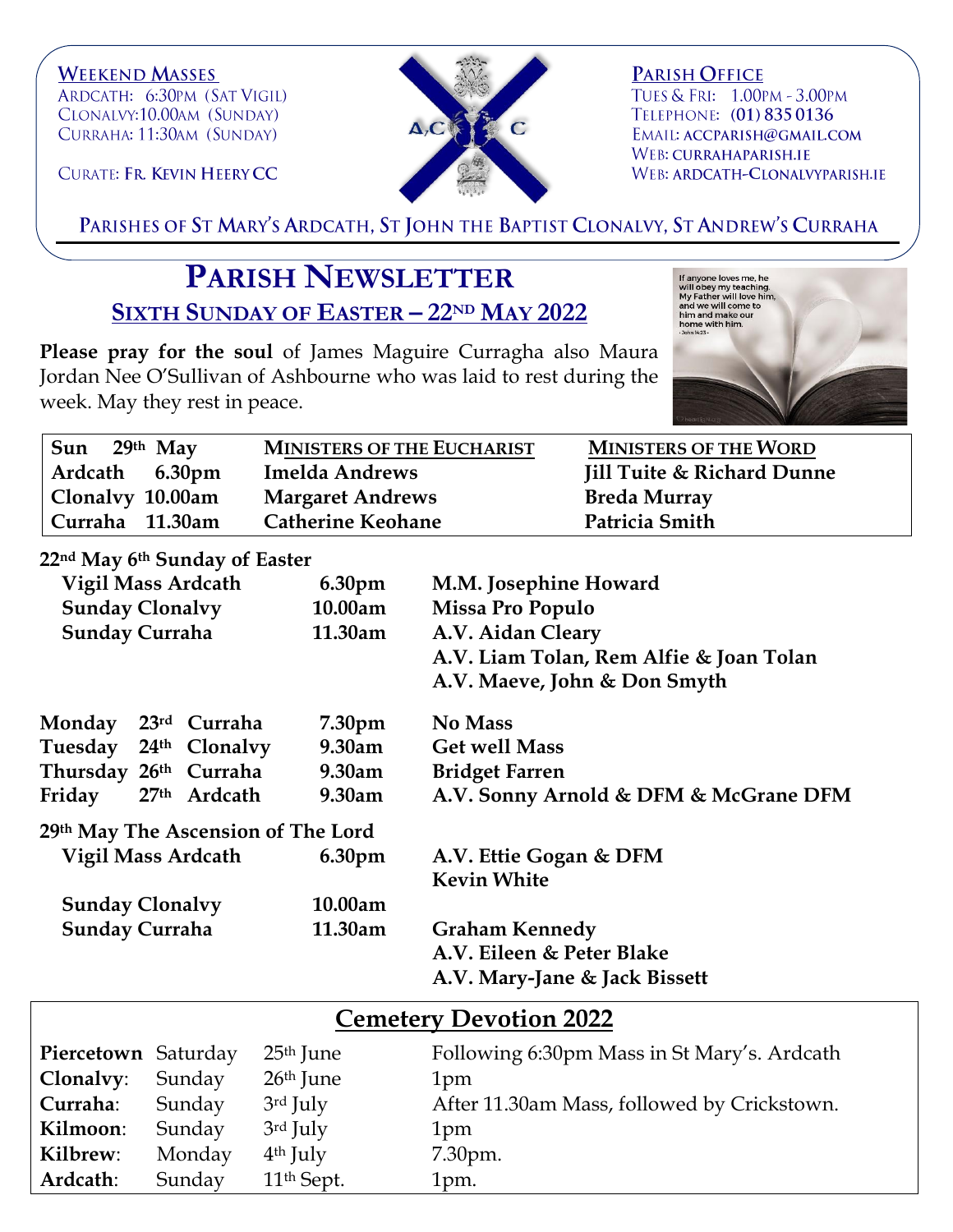**WEEKEND MASSES**
ARDCATH: 6:30PM (SAT VIGIL)
CLONALVY:10.00AM (SUNDAY)
CURRAHA: 11:30AM (SUNDAY)

CURATE: **FR. KEVIN HEERY CC**

**PARISH OFFICE**
TUES & FRI: 1.00PM - 3.00PM
TELEPHONE: (01) 835 0136
EMAIL: ACCPARISH@GMAIL.COM
WEB: CURRAHAPARISH.IE
WEB: ARDCATH-CLONALVYPARISH.IE

PARISHES OF ST MARY'S ARDCATH, ST JOHN THE BAPTIST CLONALVY, ST ANDREW'S CURRAHA

# PARISH NEWSLETTER

## SIXTH SUNDAY OF EASTER – 22ND MAY 2022

If anyone loves me, he will obey my teaching. My Father will love him, and we will come to him and make our home with him. - John 14:23 -

**Please pray for the soul** of James Maguire Curragha also Maura Jordan Nee O'Sullivan of Ashbourne who was laid to rest during the week. May they rest in peace.

| Sun 29th May | MINISTERS OF THE EUCHARIST | MINISTERS OF THE WORD |
|---|---|---|
| Ardcath 6.30pm | Imelda Andrews | Jill Tuite & Richard Dunne |
| Clonalvy 10.00am | Margaret Andrews | Breda Murray |
| Curraha 11.30am | Catherine Keohane | Patricia Smith |

**22nd May 6th Sunday of Easter**

| | | |
|---|---|---|
| **Vigil Mass Ardcath** | **6.30pm** | **M.M. Josephine Howard** |
| **Sunday Clonalvy** | **10.00am** | **Missa Pro Populo** |
| **Sunday Curraha** | **11.30am** | **A.V. Aidan Cleary** |
| | | **A.V. Liam Tolan, Rem Alfie & Joan Tolan** |
| | | **A.V. Maeve, John & Don Smyth** |
| **Monday 23rd Curraha** | **7.30pm** | **No Mass** |
| **Tuesday 24th Clonalvy** | **9.30am** | **Get well Mass** |
| **Thursday 26th Curraha** | **9.30am** | **Bridget Farren** |
| **Friday 27th Ardcath** | **9.30am** | **A.V. Sonny Arnold & DFM & McGrane DFM** |

**29th May The Ascension of The Lord**

| | | |
|---|---|---|
| **Vigil Mass Ardcath** | **6.30pm** | **A.V. Ettie Gogan & DFM** |
| | | **Kevin White** |
| **Sunday Clonalvy** | **10.00am** | |
| **Sunday Curraha** | **11.30am** | **Graham Kennedy** |
| | | **A.V. Eileen & Peter Blake** |
| | | **A.V. Mary-Jane & Jack Bissett** |

## Cemetery Devotion 2022

| | | | |
|---|---|---|---|
| **Piercetown** | Saturday | 25th June | Following 6:30pm Mass in St Mary's. Ardcath |
| **Clonalvy**: | Sunday | 26th June | 1pm |
| **Curraha**: | Sunday | 3rd July | After 11.30am Mass, followed by Crickstown. |
| **Kilmoon**: | Sunday | 3rd July | 1pm |
| **Kilbrew**: | Monday | 4th July | 7.30pm. |
| **Ardcath**: | Sunday | 11th Sept. | 1pm. |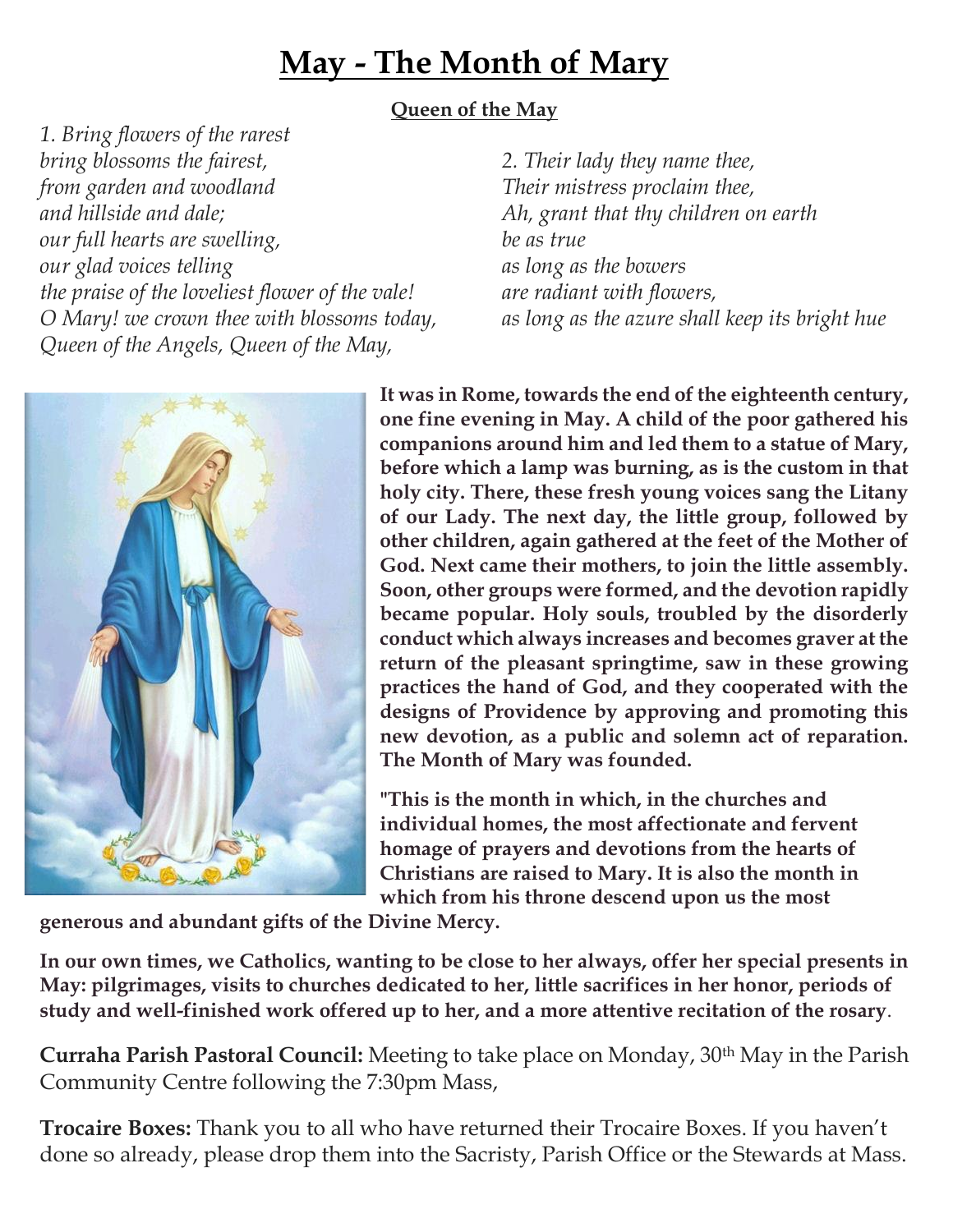# May - The Month of Mary

**Queen of the May**

*1. Bring flowers of the rarest*
*bring blossoms the fairest,*
*from garden and woodland*
*and hillside and dale;*
*our full hearts are swelling,*
*our glad voices telling*
*the praise of the loveliest flower of the vale!*
*O Mary! we crown thee with blossoms today,*
*Queen of the Angels, Queen of the May,*

*2. Their lady they name thee,*
*Their mistress proclaim thee,*
*Ah, grant that thy children on earth*
*be as true*
*as long as the bowers*
*are radiant with flowers,*
*as long as the azure shall keep its bright hue*

**It was in Rome, towards the end of the eighteenth century, one fine evening in May. A child of the poor gathered his companions around him and led them to a statue of Mary, before which a lamp was burning, as is the custom in that holy city. There, these fresh young voices sang the Litany of our Lady. The next day, the little group, followed by other children, again gathered at the feet of the Mother of God. Next came their mothers, to join the little assembly. Soon, other groups were formed, and the devotion rapidly became popular. Holy souls, troubled by the disorderly conduct which always increases and becomes graver at the return of the pleasant springtime, saw in these growing practices the hand of God, and they cooperated with the designs of Providence by approving and promoting this new devotion, as a public and solemn act of reparation. The Month of Mary was founded.**

**"This is the month in which, in the churches and individual homes, the most affectionate and fervent homage of prayers and devotions from the hearts of Christians are raised to Mary. It is also the month in which from his throne descend upon us the most generous and abundant gifts of the Divine Mercy.**

**In our own times, we Catholics, wanting to be close to her always, offer her special presents in May: pilgrimages, visits to churches dedicated to her, little sacrifices in her honor, periods of study and well-finished work offered up to her, and a more attentive recitation of the rosary**.

**Curraha Parish Pastoral Council:** Meeting to take place on Monday, 30th May in the Parish Community Centre following the 7:30pm Mass,

**Trocaire Boxes:** Thank you to all who have returned their Trocaire Boxes. If you haven't done so already, please drop them into the Sacristy, Parish Office or the Stewards at Mass.